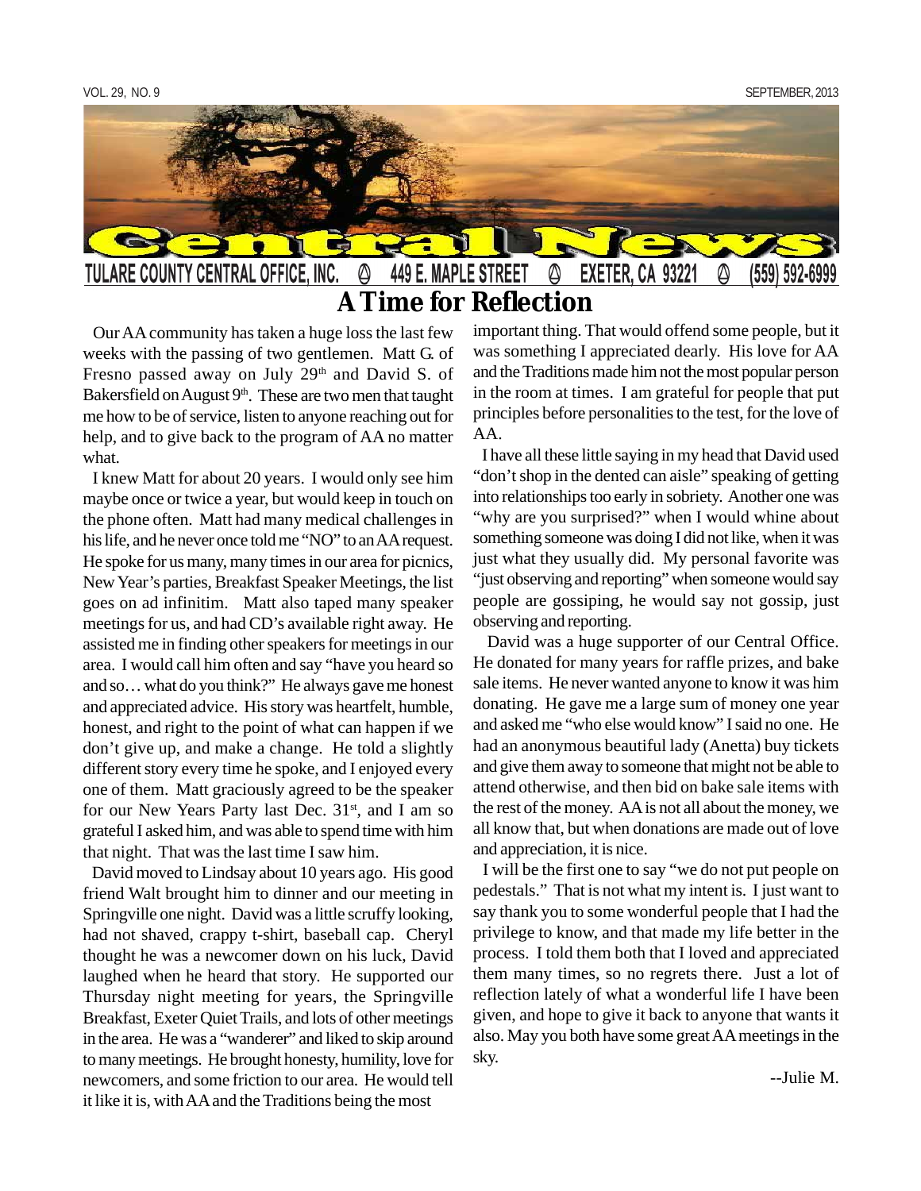# Central News

TULARE COUNTY CENTRAL OFFICE, INC. 449 E. MAPLE STREET EXETER, CA 93221 (559) 592-6999

## A Time for Reflection

Our AA community has taken a huge loss the last few weeks with the passing of two gentlemen. Matt G. of Fresno passed away on July 29th and David S. of Bakersfield on August 9th. These are two men that taught me how to be of service, listen to anyone reaching out for help, and to give back to the program of AA no matter what.

I knew Matt for about 20 years. I would only see him maybe once or twice a year, but would keep in touch on the phone often. Matt had many medical challenges in his life, and he never once told me "NO" to an AA request. He spoke for us many, many times in our area for picnics, New Year's parties, Breakfast Speaker Meetings, the list goes on ad infinitim. Matt also taped many speaker meetings for us, and had CD's available right away. He assisted me in finding other speakers for meetings in our area. I would call him often and say "have you heard so and so… what do you think?" He always gave me honest and appreciated advice. His story was heartfelt, humble, honest, and right to the point of what can happen if we don't give up, and make a change. He told a slightly different story every time he spoke, and I enjoyed every one of them. Matt graciously agreed to be the speaker for our New Years Party last Dec. 31st, and I am so grateful I asked him, and was able to spend time with him that night. That was the last time I saw him.

David moved to Lindsay about 10 years ago. His good friend Walt brought him to dinner and our meeting in Springville one night. David was a little scruffy looking, had not shaved, crappy t-shirt, baseball cap. Cheryl thought he was a newcomer down on his luck, David laughed when he heard that story. He supported our Thursday night meeting for years, the Springville Breakfast, Exeter Quiet Trails, and lots of other meetings in the area. He was a "wanderer" and liked to skip around to many meetings. He brought honesty, humility, love for newcomers, and some friction to our area. He would tell it like it is, with AA and the Traditions being the most important thing. That would offend some people, but it was something I appreciated dearly. His love for AA and the Traditions made him not the most popular person in the room at times. I am grateful for people that put principles before personalities to the test, for the love of AA.

I have all these little saying in my head that David used "don't shop in the dented can aisle" speaking of getting into relationships too early in sobriety. Another one was "why are you surprised?" when I would whine about something someone was doing I did not like, when it was just what they usually did. My personal favorite was "just observing and reporting" when someone would say people are gossiping, he would say not gossip, just observing and reporting.

David was a huge supporter of our Central Office. He donated for many years for raffle prizes, and bake sale items. He never wanted anyone to know it was him donating. He gave me a large sum of money one year and asked me "who else would know" I said no one. He had an anonymous beautiful lady (Anetta) buy tickets and give them away to someone that might not be able to attend otherwise, and then bid on bake sale items with the rest of the money. AA is not all about the money, we all know that, but when donations are made out of love and appreciation, it is nice.

I will be the first one to say "we do not put people on pedestals." That is not what my intent is. I just want to say thank you to some wonderful people that I had the privilege to know, and that made my life better in the process. I told them both that I loved and appreciated them many times, so no regrets there. Just a lot of reflection lately of what a wonderful life I have been given, and hope to give it back to anyone that wants it also. May you both have some great AA meetings in the sky.

--Julie M.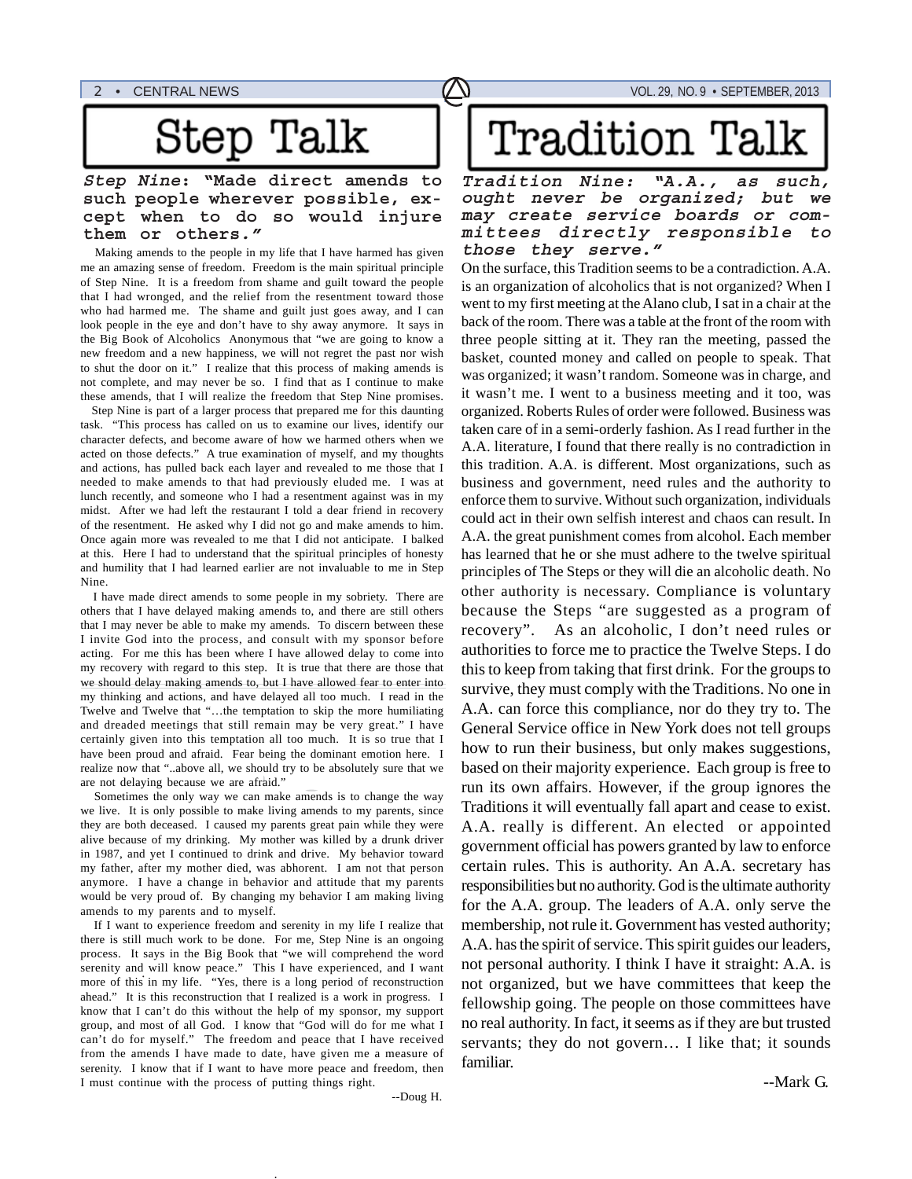# Step Talk

***Step Nine*: "Made direct amends to such people wherever possible, except when to do so would injure them or others."**

Making amends to the people in my life that I have harmed has given me an amazing sense of freedom. Freedom is the main spiritual principle of Step Nine. It is a freedom from shame and guilt toward the people that I had wronged, and the relief from the resentment toward those who had harmed me. The shame and guilt just goes away, and I can look people in the eye and don't have to shy away anymore. It says in the Big Book of Alcoholics Anonymous that "we are going to know a new freedom and a new happiness, we will not regret the past nor wish to shut the door on it." I realize that this process of making amends is not complete, and may never be so. I find that as I continue to make these amends, that I will realize the freedom that Step Nine promises.

Step Nine is part of a larger process that prepared me for this daunting task. "This process has called on us to examine our lives, identify our character defects, and become aware of how we harmed others when we acted on those defects." A true examination of myself, and my thoughts and actions, has pulled back each layer and revealed to me those that I needed to make amends to that had previously eluded me. I was at lunch recently, and someone who I had a resentment against was in my midst. After we had left the restaurant I told a dear friend in recovery of the resentment. He asked why I did not go and make amends to him. Once again more was revealed to me that I did not anticipate. I balked at this. Here I had to understand that the spiritual principles of honesty and humility that I had learned earlier are not invaluable to me in Step Nine.

I have made direct amends to some people in my sobriety. There are others that I have delayed making amends to, and there are still others that I may never be able to make my amends. To discern between these I invite God into the process, and consult with my sponsor before acting. For me this has been where I have allowed delay to come into my recovery with regard to this step. It is true that there are those that we should delay making amends to, but I have allowed fear to enter into my thinking and actions, and have delayed all too much. I read in the Twelve and Twelve that "…the temptation to skip the more humiliating and dreaded meetings that still remain may be very great." I have certainly given into this temptation all too much. It is so true that I have been proud and afraid. Fear being the dominant emotion here. I realize now that "..above all, we should try to be absolutely sure that we are not delaying because we are afraid."

Sometimes the only way we can make amends is to change the way we live. It is only possible to make living amends to my parents, since they are both deceased. I caused my parents great pain while they were alive because of my drinking. My mother was killed by a drunk driver in 1987, and yet I continued to drink and drive. My behavior toward my father, after my mother died, was abhorent. I am not that person anymore. I have a change in behavior and attitude that my parents would be very proud of. By changing my behavior I am making living amends to my parents and to myself.

If I want to experience freedom and serenity in my life I realize that there is still much work to be done. For me, Step Nine is an ongoing process. It says in the Big Book that "we will comprehend the word serenity and will know peace." This I have experienced, and I want more of this in my life. "Yes, there is a long period of reconstruction ahead." It is this reconstruction that I realized is a work in progress. I know that I can't do this without the help of my sponsor, my support group, and most of all God. I know that "God will do for me what I can't do for myself." The freedom and peace that I have received from the amends I have made to date, have given me a measure of serenity. I know that if I want to have more peace and freedom, then I must continue with the process of putting things right.

--Doug H.

# Tradition Talk

***Tradition Nine: "A.A., as such, ought never be organized; but we may create service boards or committees directly responsible to those they serve."***

On the surface, this Tradition seems to be a contradiction. A.A. is an organization of alcoholics that is not organized? When I went to my first meeting at the Alano club, I sat in a chair at the back of the room. There was a table at the front of the room with three people sitting at it. They ran the meeting, passed the basket, counted money and called on people to speak. That was organized; it wasn't random. Someone was in charge, and it wasn't me. I went to a business meeting and it too, was organized. Roberts Rules of order were followed. Business was taken care of in a semi-orderly fashion. As I read further in the A.A. literature, I found that there really is no contradiction in this tradition. A.A. is different. Most organizations, such as business and government, need rules and the authority to enforce them to survive. Without such organization, individuals could act in their own selfish interest and chaos can result. In A.A. the great punishment comes from alcohol. Each member has learned that he or she must adhere to the twelve spiritual principles of The Steps or they will die an alcoholic death. No other authority is necessary. Compliance is voluntary because the Steps "are suggested as a program of recovery". As an alcoholic, I don't need rules or authorities to force me to practice the Twelve Steps. I do this to keep from taking that first drink. For the groups to survive, they must comply with the Traditions. No one in A.A. can force this compliance, nor do they try to. The General Service office in New York does not tell groups how to run their business, but only makes suggestions, based on their majority experience. Each group is free to run its own affairs. However, if the group ignores the Traditions it will eventually fall apart and cease to exist. A.A. really is different. An elected or appointed government official has powers granted by law to enforce certain rules. This is authority. An A.A. secretary has responsibilities but no authority. God is the ultimate authority for the A.A. group. The leaders of A.A. only serve the membership, not rule it. Government has vested authority; A.A. has the spirit of service. This spirit guides our leaders, not personal authority. I think I have it straight: A.A. is not organized, but we have committees that keep the fellowship going. The people on those committees have no real authority. In fact, it seems as if they are but trusted servants; they do not govern… I like that; it sounds familiar.

--Mark G.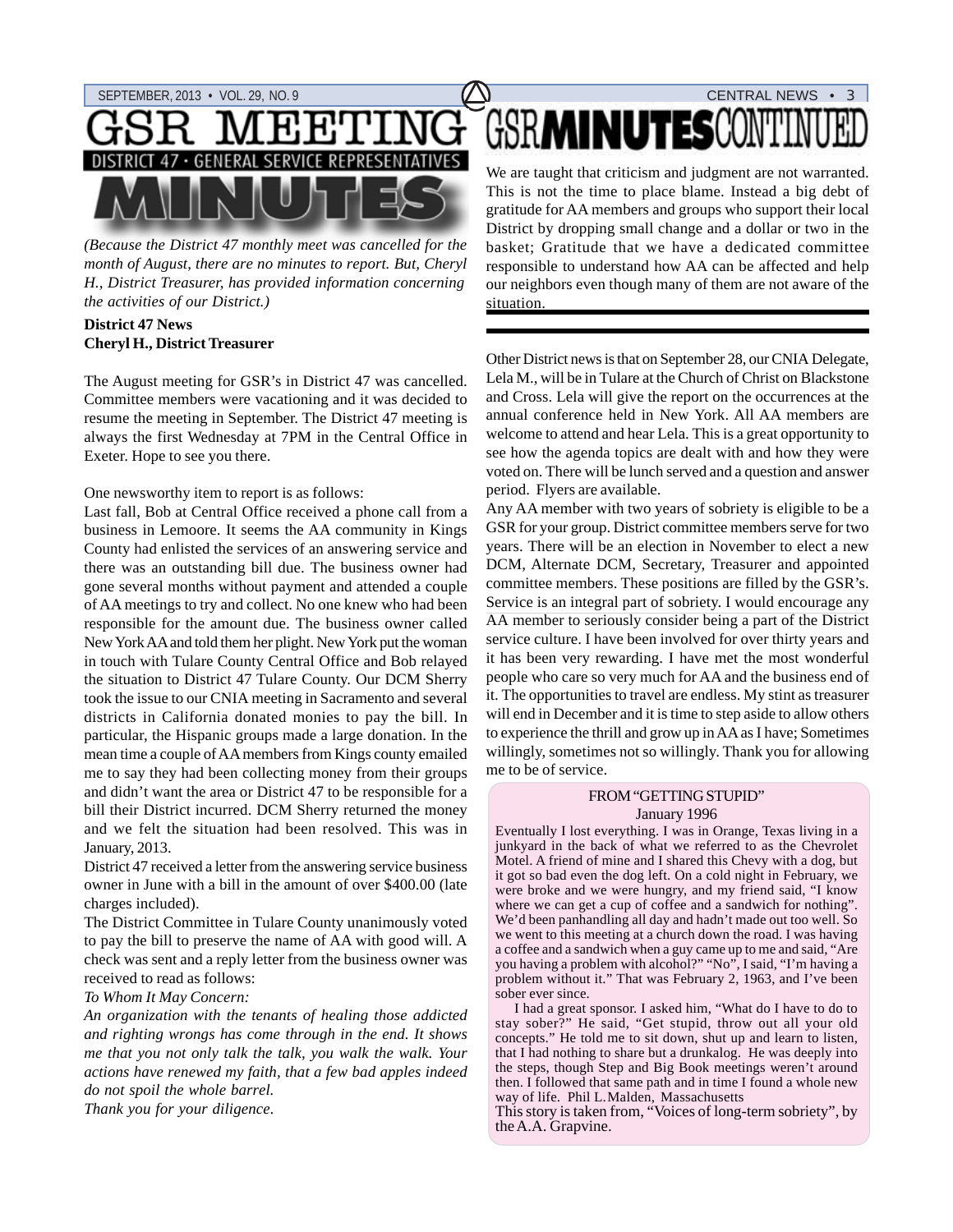# GSR MEETING MINUTES

## DISTRICT 47 · GENERAL SERVICE REPRESENTATIVES

*(Because the District 47 monthly meet was cancelled for the month of August, there are no minutes to report. But, Cheryl H., District Treasurer, has provided information concerning the activities of our District.)*

**District 47 News**
**Cheryl H., District Treasurer**

The August meeting for GSR's in District 47 was cancelled. Committee members were vacationing and it was decided to resume the meeting in September. The District 47 meeting is always the first Wednesday at 7PM in the Central Office in Exeter. Hope to see you there.

One newsworthy item to report is as follows:

Last fall, Bob at Central Office received a phone call from a business in Lemoore. It seems the AA community in Kings County had enlisted the services of an answering service and there was an outstanding bill due. The business owner had gone several months without payment and attended a couple of AA meetings to try and collect. No one knew who had been responsible for the amount due. The business owner called New York AA and told them her plight. New York put the woman in touch with Tulare County Central Office and Bob relayed the situation to District 47 Tulare County. Our DCM Sherry took the issue to our CNIA meeting in Sacramento and several districts in California donated monies to pay the bill. In particular, the Hispanic groups made a large donation. In the mean time a couple of AA members from Kings county emailed me to say they had been collecting money from their groups and didn't want the area or District 47 to be responsible for a bill their District incurred. DCM Sherry returned the money and we felt the situation had been resolved. This was in January, 2013.

District 47 received a letter from the answering service business owner in June with a bill in the amount of over $400.00 (late charges included).

The District Committee in Tulare County unanimously voted to pay the bill to preserve the name of AA with good will. A check was sent and a reply letter from the business owner was received to read as follows:

*To Whom It May Concern:*

*An organization with the tenants of healing those addicted and righting wrongs has come through in the end. It shows me that you not only talk the talk, you walk the walk. Your actions have renewed my faith, that a few bad apples indeed do not spoil the whole barrel.*

*Thank you for your diligence.*

# GSR MINUTES CONTINUED

We are taught that criticism and judgment are not warranted. This is not the time to place blame. Instead a big debt of gratitude for AA members and groups who support their local District by dropping small change and a dollar or two in the basket; Gratitude that we have a dedicated committee responsible to understand how AA can be affected and help our neighbors even though many of them are not aware of the situation.

---

Other District news is that on September 28, our CNIA Delegate, Lela M., will be in Tulare at the Church of Christ on Blackstone and Cross. Lela will give the report on the occurrences at the annual conference held in New York. All AA members are welcome to attend and hear Lela. This is a great opportunity to see how the agenda topics are dealt with and how they were voted on. There will be lunch served and a question and answer period. Flyers are available.

Any AA member with two years of sobriety is eligible to be a GSR for your group. District committee members serve for two years. There will be an election in November to elect a new DCM, Alternate DCM, Secretary, Treasurer and appointed committee members. These positions are filled by the GSR's. Service is an integral part of sobriety. I would encourage any AA member to seriously consider being a part of the District service culture. I have been involved for over thirty years and it has been very rewarding. I have met the most wonderful people who care so very much for AA and the business end of it. The opportunities to travel are endless. My stint as treasurer will end in December and it is time to step aside to allow others to experience the thrill and grow up in AA as I have; Sometimes willingly, sometimes not so willingly. Thank you for allowing me to be of service.

FROM "GETTING STUPID"
January 1996

Eventually I lost everything. I was in Orange, Texas living in a junkyard in the back of what we referred to as the Chevrolet Motel. A friend of mine and I shared this Chevy with a dog, but it got so bad even the dog left. On a cold night in February, we were broke and we were hungry, and my friend said, "I know where we can get a cup of coffee and a sandwich for nothing". We'd been panhandling all day and hadn't made out too well. So we went to this meeting at a church down the road. I was having a coffee and a sandwich when a guy came up to me and said, "Are you having a problem with alcohol?" "No", I said, "I'm having a problem without it." That was February 2, 1963, and I've been sober ever since.

I had a great sponsor. I asked him, "What do I have to do to stay sober?" He said, "Get stupid, throw out all your old concepts." He told me to sit down, shut up and learn to listen, that I had nothing to share but a drunkalog. He was deeply into the steps, though Step and Big Book meetings weren't around then. I followed that same path and in time I found a whole new way of life. Phil L.Malden, Massachusetts

This story is taken from, "Voices of long-term sobriety", by the A.A. Grapvine.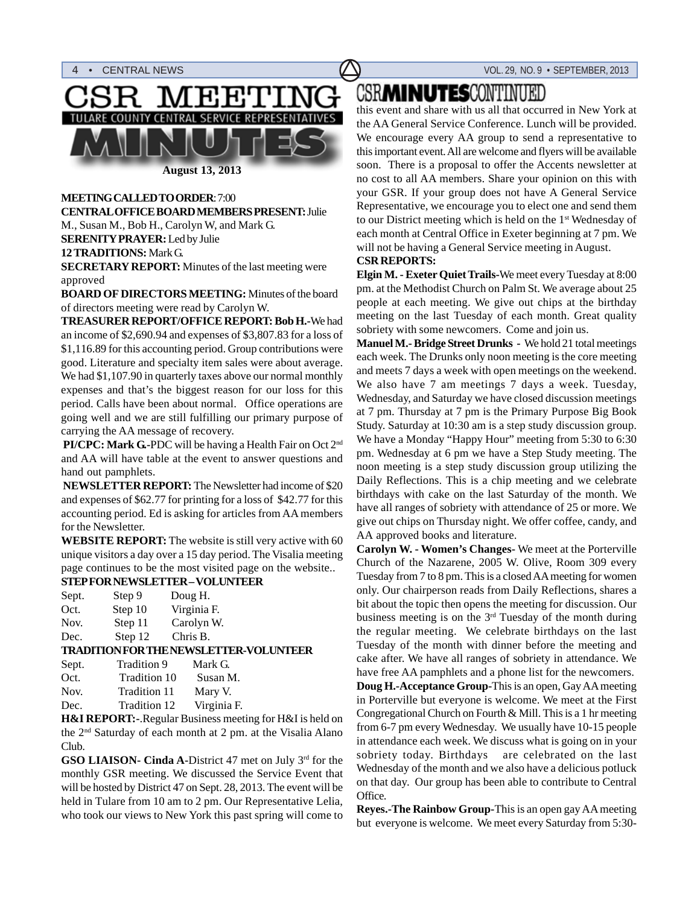# CSR MEETING

TULARE COUNTY CENTRAL SERVICE REPRESENTATIVES

# MINUTES

**August 13, 2013**

**MEETING CALLED TO ORDER**: 7:00

**CENTRAL OFFICE BOARD MEMBERS PRESENT:** Julie M., Susan M., Bob H., Carolyn W, and Mark G.

**SERENITY PRAYER:** Led by Julie

**12 TRADITIONS:** Mark G.

**SECRETARY REPORT:** Minutes of the last meeting were approved

**BOARD OF DIRECTORS MEETING:** Minutes of the board of directors meeting were read by Carolyn W.

**TREASURER REPORT/OFFICE REPORT: Bob H.-**We had an income of $2,690.94 and expenses of $3,807.83 for a loss of $1,116.89 for this accounting period. Group contributions were good. Literature and specialty item sales were about average. We had $1,107.90 in quarterly taxes above our normal monthly expenses and that's the biggest reason for our loss for this period. Calls have been about normal. Office operations are going well and we are still fulfilling our primary purpose of carrying the AA message of recovery.

**PI/CPC: Mark G.-**PDC will be having a Health Fair on Oct 2nd and AA will have table at the event to answer questions and hand out pamphlets.

**NEWSLETTER REPORT:** The Newsletter had income of $20 and expenses of $62.77 for printing for a loss of $42.77 for this accounting period. Ed is asking for articles from AA members for the Newsletter.

**WEBSITE REPORT:** The website is still very active with 60 unique visitors a day over a 15 day period. The Visalia meeting page continues to be the most visited page on the website..

**STEP FOR NEWSLETTER – VOLUNTEER**

| | | |
|---|---|---|
| Sept. | Step 9 | Doug H. |
| Oct. | Step 10 | Virginia F. |
| Nov. | Step 11 | Carolyn W. |
| Dec. | Step 12 | Chris B. |

**TRADITION FOR THE NEWSLETTER-VOLUNTEER**

| | | |
|---|---|---|
| Sept. | Tradition 9 | Mark G. |
| Oct. | Tradition 10 | Susan M. |
| Nov. | Tradition 11 | Mary V. |
| Dec. | Tradition 12 | Virginia F. |

**H&I REPORT:**-.Regular Business meeting for H&I is held on the 2nd Saturday of each month at 2 pm. at the Visalia Alano Club.

**GSO LIAISON- Cinda A-**District 47 met on July 3rd for the monthly GSR meeting. We discussed the Service Event that will be hosted by District 47 on Sept. 28, 2013. The event will be held in Tulare from 10 am to 2 pm. Our Representative Lelia, who took our views to New York this past spring will come to this event and share with us all that occurred in New York at the AA General Service Conference. Lunch will be provided. We encourage every AA group to send a representative to this important event. All are welcome and flyers will be available soon. There is a proposal to offer the Accents newsletter at no cost to all AA members. Share your opinion on this with your GSR. If your group does not have A General Service Representative, we encourage you to elect one and send them to our District meeting which is held on the 1st Wednesday of each month at Central Office in Exeter beginning at 7 pm. We will not be having a General Service meeting in August.

**CSR REPORTS:**

**Elgin M. - Exeter Quiet Trails-**We meet every Tuesday at 8:00 pm. at the Methodist Church on Palm St. We average about 25 people at each meeting. We give out chips at the birthday meeting on the last Tuesday of each month. Great quality sobriety with some newcomers. Come and join us.

**Manuel M.- Bridge Street Drunks -** We hold 21 total meetings each week. The Drunks only noon meeting is the core meeting and meets 7 days a week with open meetings on the weekend. We also have 7 am meetings 7 days a week. Tuesday, Wednesday, and Saturday we have closed discussion meetings at 7 pm. Thursday at 7 pm is the Primary Purpose Big Book Study. Saturday at 10:30 am is a step study discussion group. We have a Monday "Happy Hour" meeting from 5:30 to 6:30 pm. Wednesday at 6 pm we have a Step Study meeting. The noon meeting is a step study discussion group utilizing the Daily Reflections. This is a chip meeting and we celebrate birthdays with cake on the last Saturday of the month. We have all ranges of sobriety with attendance of 25 or more. We give out chips on Thursday night. We offer coffee, candy, and AA approved books and literature.

**Carolyn W. - Women's Changes-** We meet at the Porterville Church of the Nazarene, 2005 W. Olive, Room 309 every Tuesday from 7 to 8 pm. This is a closed AA meeting for women only. Our chairperson reads from Daily Reflections, shares a bit about the topic then opens the meeting for discussion. Our business meeting is on the 3rd Tuesday of the month during the regular meeting. We celebrate birthdays on the last Tuesday of the month with dinner before the meeting and cake after. We have all ranges of sobriety in attendance. We have free AA pamphlets and a phone list for the newcomers.

**Doug H.-Acceptance Group-**This is an open, Gay AA meeting in Porterville but everyone is welcome. We meet at the First Congregational Church on Fourth & Mill. This is a 1 hr meeting from 6-7 pm every Wednesday. We usually have 10-15 people in attendance each week. We discuss what is going on in your sobriety today. Birthdays are celebrated on the last Wednesday of the month and we also have a delicious potluck on that day. Our group has been able to contribute to Central Office.

**Reyes.-The Rainbow Group-**This is an open gay AA meeting but everyone is welcome. We meet every Saturday from 5:30-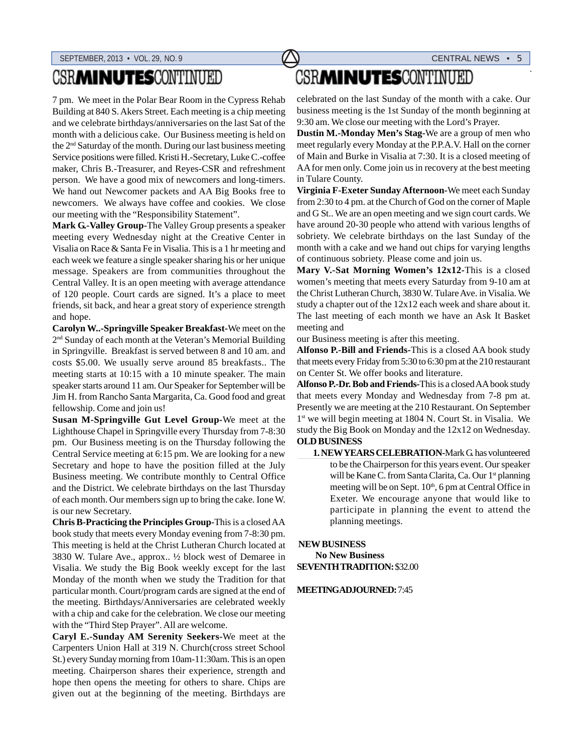# CSR MINUTES CONTINUED

7 pm. We meet in the Polar Bear Room in the Cypress Rehab Building at 840 S. Akers Street. Each meeting is a chip meeting and we celebrate birthdays/anniversaries on the last Sat of the month with a delicious cake. Our Business meeting is held on the 2nd Saturday of the month. During our last business meeting Service positions were filled. Kristi H.-Secretary, Luke C.-coffee maker, Chris B.-Treasurer, and Reyes-CSR and refreshment person. We have a good mix of newcomers and long-timers. We hand out Newcomer packets and AA Big Books free to newcomers. We always have coffee and cookies. We close our meeting with the "Responsibility Statement".

**Mark G.-Valley Group-**The Valley Group presents a speaker meeting every Wednesday night at the Creative Center in Visalia on Race & Santa Fe in Visalia. This is a 1 hr meeting and each week we feature a single speaker sharing his or her unique message. Speakers are from communities throughout the Central Valley. It is an open meeting with average attendance of 120 people. Court cards are signed. It's a place to meet friends, sit back, and hear a great story of experience strength and hope.

**Carolyn W..-Springville Speaker Breakfast-**We meet on the 2nd Sunday of each month at the Veteran's Memorial Building in Springville. Breakfast is served between 8 and 10 am. and costs $5.00. We usually serve around 85 breakfasts.. The meeting starts at 10:15 with a 10 minute speaker. The main speaker starts around 11 am. Our Speaker for September will be Jim H. from Rancho Santa Margarita, Ca. Good food and great fellowship. Come and join us!

**Susan M-Springville Gut Level Group-**We meet at the Lighthouse Chapel in Springville every Thursday from 7-8:30 pm. Our Business meeting is on the Thursday following the Central Service meeting at 6:15 pm. We are looking for a new Secretary and hope to have the position filled at the July Business meeting. We contribute monthly to Central Office and the District. We celebrate birthdays on the last Thursday of each month. Our members sign up to bring the cake. Ione W. is our new Secretary.

**Chris B-Practicing the Principles Group-**This is a closed AA book study that meets every Monday evening from 7-8:30 pm. This meeting is held at the Christ Lutheran Church located at 3830 W. Tulare Ave., approx.. ½ block west of Demaree in Visalia. We study the Big Book weekly except for the last Monday of the month when we study the Tradition for that particular month. Court/program cards are signed at the end of the meeting. Birthdays/Anniversaries are celebrated weekly with a chip and cake for the celebration. We close our meeting with the "Third Step Prayer". All are welcome.

**Caryl E.-Sunday AM Serenity Seekers-**We meet at the Carpenters Union Hall at 319 N. Church(cross street School St.) every Sunday morning from 10am-11:30am. This is an open meeting. Chairperson shares their experience, strength and hope then opens the meeting for others to share. Chips are given out at the beginning of the meeting. Birthdays are celebrated on the last Sunday of the month with a cake. Our business meeting is the 1st Sunday of the month beginning at 9:30 am. We close our meeting with the Lord's Prayer.

**Dustin M.-Monday Men's Stag-**We are a group of men who meet regularly every Monday at the P.P.A.V. Hall on the corner of Main and Burke in Visalia at 7:30. It is a closed meeting of AA for men only. Come join us in recovery at the best meeting in Tulare County.

**Virginia F-Exeter Sunday Afternoon-**We meet each Sunday from 2:30 to 4 pm. at the Church of God on the corner of Maple and G St.. We are an open meeting and we sign court cards. We have around 20-30 people who attend with various lengths of sobriety. We celebrate birthdays on the last Sunday of the month with a cake and we hand out chips for varying lengths of continuous sobriety. Please come and join us.

**Mary V.-Sat Morning Women's 12x12-**This is a closed women's meeting that meets every Saturday from 9-10 am at the Christ Lutheran Church, 3830 W. Tulare Ave. in Visalia. We study a chapter out of the 12x12 each week and share about it. The last meeting of each month we have an Ask It Basket meeting and

our Business meeting is after this meeting.

**Alfonso P.-Bill and Friends-**This is a closed AA book study that meets every Friday from 5:30 to 6:30 pm at the 210 restaurant on Center St. We offer books and literature.

**Alfonso P.-Dr. Bob and Friends-**This is a closed AA book study that meets every Monday and Wednesday from 7-8 pm at. Presently we are meeting at the 210 Restaurant. On September 1st we will begin meeting at 1804 N. Court St. in Visalia. We study the Big Book on Monday and the 12x12 on Wednesday.

**OLD BUSINESS**

1. **NEW YEARS CELEBRATION-**Mark G. has volunteered to be the Chairperson for this years event. Our speaker will be Kane C. from Santa Clarita, Ca. Our 1st planning meeting will be on Sept. 10th, 6 pm at Central Office in Exeter. We encourage anyone that would like to participate in planning the event to attend the planning meetings.

**NEW BUSINESS**

**No New Business**

**SEVENTH TRADITION:** $32.00

**MEETING ADJOURNED:** 7:45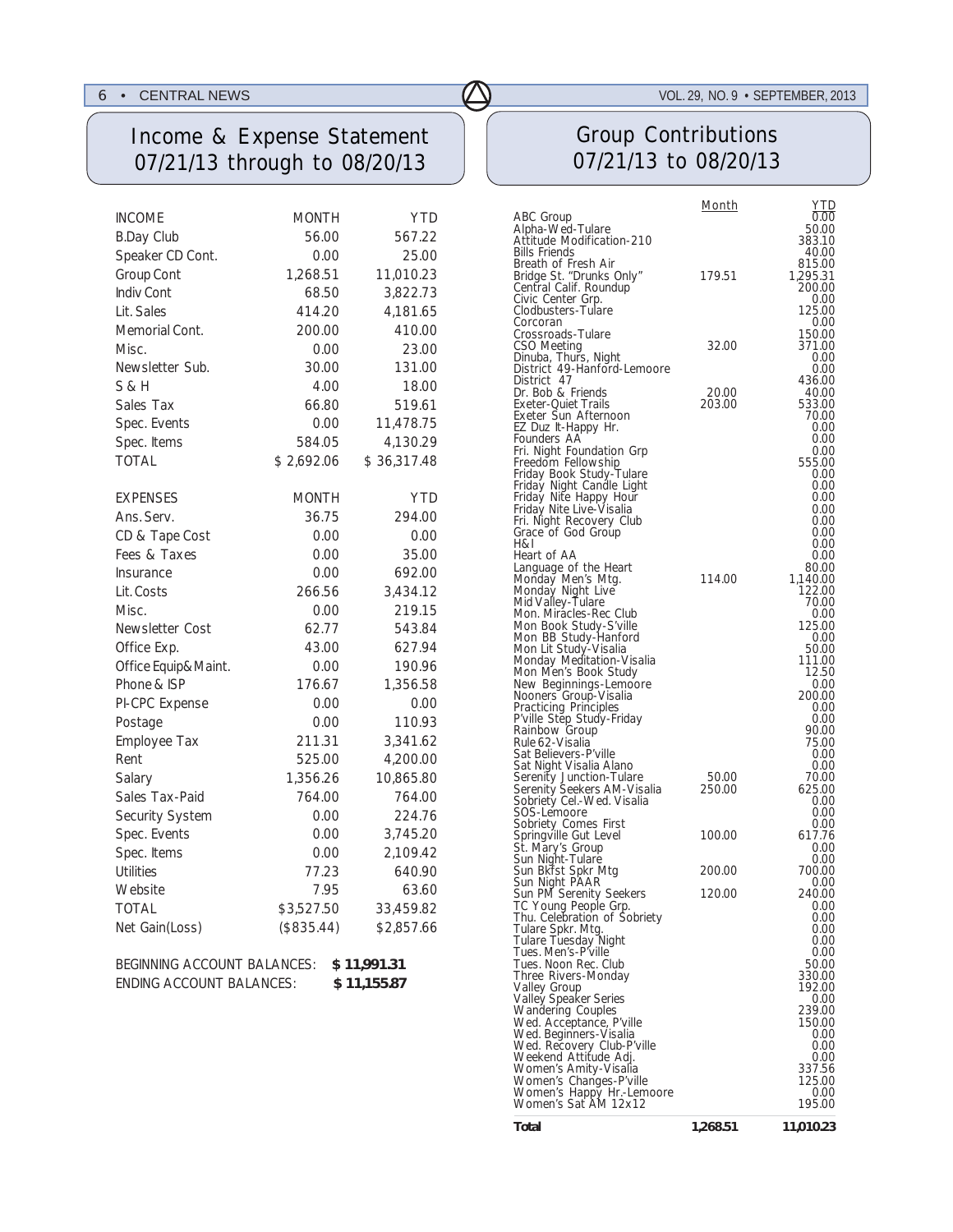## Income & Expense Statement 07/21/13 through to 08/20/13

| INCOME | MONTH | YTD |
|---|---|---|
| B.Day Club | 56.00 | 567.22 |
| Speaker CD Cont. | 0.00 | 25.00 |
| Group Cont | 1,268.51 | 11,010.23 |
| Indiv Cont | 68.50 | 3,822.73 |
| Lit. Sales | 414.20 | 4,181.65 |
| Memorial Cont. | 200.00 | 410.00 |
| Misc. | 0.00 | 23.00 |
| Newsletter Sub. | 30.00 | 131.00 |
| S & H | 4.00 | 18.00 |
| Sales Tax | 66.80 | 519.61 |
| Spec. Events | 0.00 | 11,478.75 |
| Spec. Items | 584.05 | 4,130.29 |
| TOTAL | $ 2,692.06 | $ 36,317.48 |

| EXPENSES | MONTH | YTD |
|---|---|---|
| Ans. Serv. | 36.75 | 294.00 |
| CD & Tape Cost | 0.00 | 0.00 |
| Fees & Taxes | 0.00 | 35.00 |
| Insurance | 0.00 | 692.00 |
| Lit. Costs | 266.56 | 3,434.12 |
| Misc. | 0.00 | 219.15 |
| Newsletter Cost | 62.77 | 543.84 |
| Office Exp. | 43.00 | 627.94 |
| Office Equip& Maint. | 0.00 | 190.96 |
| Phone & ISP | 176.67 | 1,356.58 |
| PI-CPC Expense | 0.00 | 0.00 |
| Postage | 0.00 | 110.93 |
| Employee Tax | 211.31 | 3,341.62 |
| Rent | 525.00 | 4,200.00 |
| Salary | 1,356.26 | 10,865.80 |
| Sales Tax-Paid | 764.00 | 764.00 |
| Security System | 0.00 | 224.76 |
| Spec. Events | 0.00 | 3,745.20 |
| Spec. Items | 0.00 | 2,109.42 |
| Utilities | 77.23 | 640.90 |
| Website | 7.95 | 63.60 |
| TOTAL | $3,527.50 | 33,459.82 |
| Net Gain(Loss) | ($835.44) | $2,857.66 |

BEGINNING ACCOUNT BALANCES: **$ 11,991.31**

ENDING ACCOUNT BALANCES: **$ 11,155.87**

## Group Contributions 07/21/13 to 08/20/13

| | Month | YTD |
|---|---|---|
| ABC Group | | 0.00 |
| Alpha-Wed-Tulare | | 50.00 |
| Attitude Modification-210 | | 383.10 |
| Bills Friends | | 40.00 |
| Breath of Fresh Air | | 815.00 |
| Bridge St. "Drunks Only" | 179.51 | 1,295.31 |
| Central Calif. Roundup | | 200.00 |
| Civic Center Grp. | | 0.00 |
| Clodbusters-Tulare | | 125.00 |
| Corcoran | | 0.00 |
| Crossroads-Tulare | | 150.00 |
| CSO Meeting | 32.00 | 371.00 |
| Dinuba, Thurs, Night | | 0.00 |
| District 49-Hanford-Lemoore | | 0.00 |
| District 47 | | 436.00 |
| Dr. Bob & Friends | 20.00 | 40.00 |
| Exeter-Quiet Trails | 203.00 | 533.00 |
| Exeter Sun Afternoon | | 70.00 |
| EZ Duz It-Happy Hr. | | 0.00 |
| Founders AA | | 0.00 |
| Fri. Night Foundation Grp | | 0.00 |
| Freedom Fellowship | | 555.00 |
| Friday Book Study-Tulare | | 0.00 |
| Friday Night Candle Light | | 0.00 |
| Friday Nite Happy Hour | | 0.00 |
| Friday Nite Live-Visalia | | 0.00 |
| Fri. Night Recovery Club | | 0.00 |
| Grace of God Group | | 0.00 |
| H&I | | 0.00 |
| Heart of AA | | 0.00 |
| Language of the Heart | | 80.00 |
| Monday Men's Mtg. | 114.00 | 1,140.00 |
| Monday Night Live | | 122.00 |
| Mid Valley-Tulare | | 70.00 |
| Mon. Miracles-Rec Club | | 0.00 |
| Mon Book Study-S'ville | | 125.00 |
| Mon BB Study-Hanford | | 0.00 |
| Mon Lit Study-Visalia | | 50.00 |
| Monday Meditation-Visalia | | 111.00 |
| Mon Men's Book Study | | 12.50 |
| New Beginnings-Lemoore | | 0.00 |
| Nooners Group-Visalia | | 200.00 |
| Practicing Principles | | 0.00 |
| P'ville Step Study-Friday | | 0.00 |
| Rainbow Group | | 90.00 |
| Rule 62-Visalia | | 75.00 |
| Sat Believers-P'ville | | 0.00 |
| Sat Night Visalia Alano | | 0.00 |
| Serenity Junction-Tulare | 50.00 | 70.00 |
| Serenity Seekers AM-Visalia | 250.00 | 625.00 |
| Sobriety Cel.-Wed. Visalia | | 0.00 |
| SOS-Lemoore | | 0.00 |
| Sobriety Comes First | | 0.00 |
| Springville Gut Level | 100.00 | 617.76 |
| St. Mary's Group | | 0.00 |
| Sun Night-Tulare | | 0.00 |
| Sun Bkfst Spkr Mtg | 200.00 | 700.00 |
| Sun Night PAAR | | 0.00 |
| Sun PM Serenity Seekers | 120.00 | 240.00 |
| TC Young People Grp. | | 0.00 |
| Thu. Celebration of Sobriety | | 0.00 |
| Tulare Spkr. Mtg. | | 0.00 |
| Tulare Tuesday Night | | 0.00 |
| Tues. Men's-P'ville | | 0.00 |
| Tues. Noon Rec. Club | | 50.00 |
| Three Rivers-Monday | | 330.00 |
| Valley Group | | 192.00 |
| Valley Speaker Series | | 0.00 |
| Wandering Couples | | 239.00 |
| Wed. Acceptance, P'ville | | 150.00 |
| Wed. Beginners-Visalia | | 0.00 |
| Wed. Recovery Club-P'ville | | 0.00 |
| Weekend Attitude Adj. | | 0.00 |
| Women's Amity-Visalia | | 337.56 |
| Women's Changes-P'ville | | 125.00 |
| Women's Happy Hr.-Lemoore | | 0.00 |
| Women's Sat AM 12x12 | | 195.00 |
| **Total** | **1,268.51** | **11,010.23** |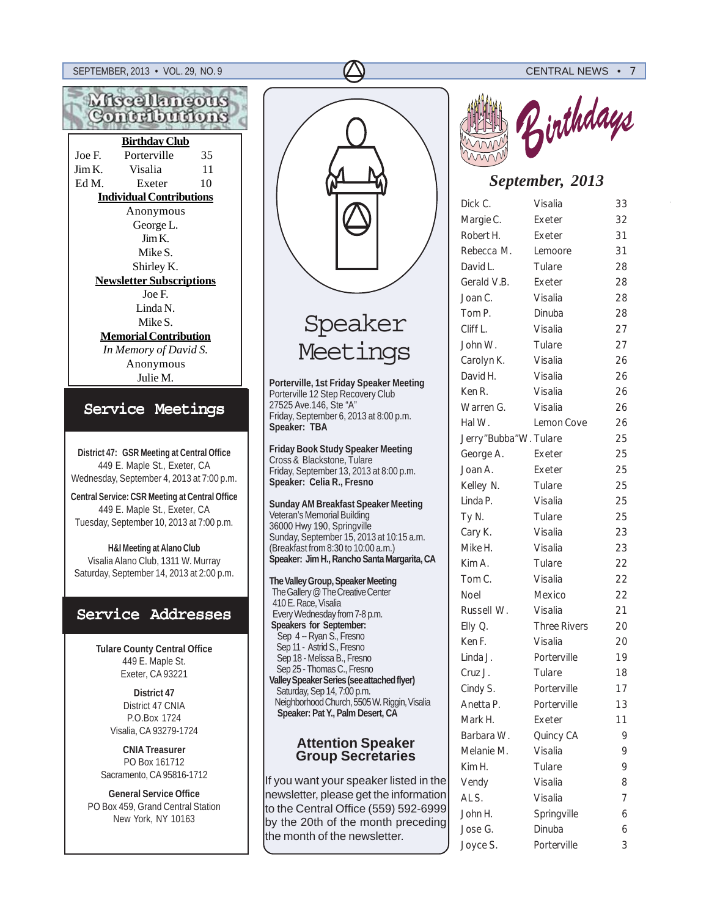## Miscellaneous Contributions

**Birthday Club**

| | | |
|---|---|---|
| Joe F. | Porterville | 35 |
| Jim K. | Visalia | 11 |
| Ed M. | Exeter | 10 |

**Individual Contributions**

Anonymous
George L.
Jim K.
Mike S.
Shirley K.

**Newsletter Subscriptions**

Joe F.
Linda N.
Mike S.

**Memorial Contribution**

*In Memory of David S.*
Anonymous
Julie M.

## Service Meetings

**District 47: GSR Meeting at Central Office**
449 E. Maple St., Exeter, CA
Wednesday, September 4, 2013 at 7:00 p.m.

**Central Service: CSR Meeting at Central Office**
449 E. Maple St., Exeter, CA
Tuesday, September 10, 2013 at 7:00 p.m.

**H&I Meeting at Alano Club**
Visalia Alano Club, 1311 W. Murray
Saturday, September 14, 2013 at 2:00 p.m.

## Service Addresses

**Tulare County Central Office**
449 E. Maple St.
Exeter, CA 93221

**District 47**
District 47 CNIA
P.O.Box 1724
Visalia, CA 93279-1724

**CNIA Treasurer**
PO Box 161712
Sacramento, CA 95816-1712

**General Service Office**
PO Box 459, Grand Central Station
New York, NY 10163

## Speaker Meetings

**Porterville, 1st Friday Speaker Meeting**
Porterville 12 Step Recovery Club
27525 Ave.146, Ste "A"
Friday, September 6, 2013 at 8:00 p.m.
**Speaker: TBA**

**Friday Book Study Speaker Meeting**
Cross & Blackstone, Tulare
Friday, September 13, 2013 at 8:00 p.m.
**Speaker: Celia R., Fresno**

**Sunday AM Breakfast Speaker Meeting**
Veteran's Memorial Building
36000 Hwy 190, Springville
Sunday, September 15, 2013 at 10:15 a.m.
(Breakfast from 8:30 to 10:00 a.m.)
**Speaker: Jim H., Rancho Santa Margarita, CA**

**The Valley Group, Speaker Meeting**
The Gallery @ The Creative Center
410 E. Race, Visalia
Every Wednesday from 7-8 p.m.
**Speakers for September:**
Sep 4 -- Ryan S., Fresno
Sep 11 - Astrid S., Fresno
Sep 18 - Melissa B., Fresno
Sep 25 - Thomas C., Fresno
**Valley Speaker Series (see attached flyer)**
Saturday, Sep 14, 7:00 p.m.
Neighborhood Church, 5505 W. Riggin, Visalia
**Speaker: Pat Y., Palm Desert, CA**

### Attention Speaker Group Secretaries

If you want your speaker listed in the newsletter, please get the information to the Central Office (559) 592-6999 by the 20th of the month preceding the month of the newsletter.

## Birthdays

### *September, 2013*

| | | |
|---|---|---|
| Dick C. | Visalia | 33 |
| Margie C. | Exeter | 32 |
| Robert H. | Exeter | 31 |
| Rebecca M. | Lemoore | 31 |
| David L. | Tulare | 28 |
| Gerald V.B. | Exeter | 28 |
| Joan C. | Visalia | 28 |
| Tom P. | Dinuba | 28 |
| Cliff L. | Visalia | 27 |
| John W. | Tulare | 27 |
| Carolyn K. | Visalia | 26 |
| David H. | Visalia | 26 |
| Ken R. | Visalia | 26 |
| Warren G. | Visalia | 26 |
| Hal W. | Lemon Cove | 26 |
| Jerry "Bubba" W. | Tulare | 25 |
| George A. | Exeter | 25 |
| Joan A. | Exeter | 25 |
| Kelley N. | Tulare | 25 |
| Linda P. | Visalia | 25 |
| Ty N. | Tulare | 25 |
| Cary K. | Visalia | 23 |
| Mike H. | Visalia | 23 |
| Kim A. | Tulare | 22 |
| Tom C. | Visalia | 22 |
| Noel | Mexico | 22 |
| Russell W. | Visalia | 21 |
| Elly Q. | Three Rivers | 20 |
| Ken F. | Visalia | 20 |
| Linda J. | Porterville | 19 |
| Cruz J. | Tulare | 18 |
| Cindy S. | Porterville | 17 |
| Anetta P. | Porterville | 13 |
| Mark H. | Exeter | 11 |
| Barbara W. | Quincy CA | 9 |
| Melanie M. | Visalia | 9 |
| Kim H. | Tulare | 9 |
| Vendy | Visalia | 8 |
| AL S. | Visalia | 7 |
| John H. | Springville | 6 |
| Jose G. | Dinuba | 6 |
| Joyce S. | Porterville | 3 |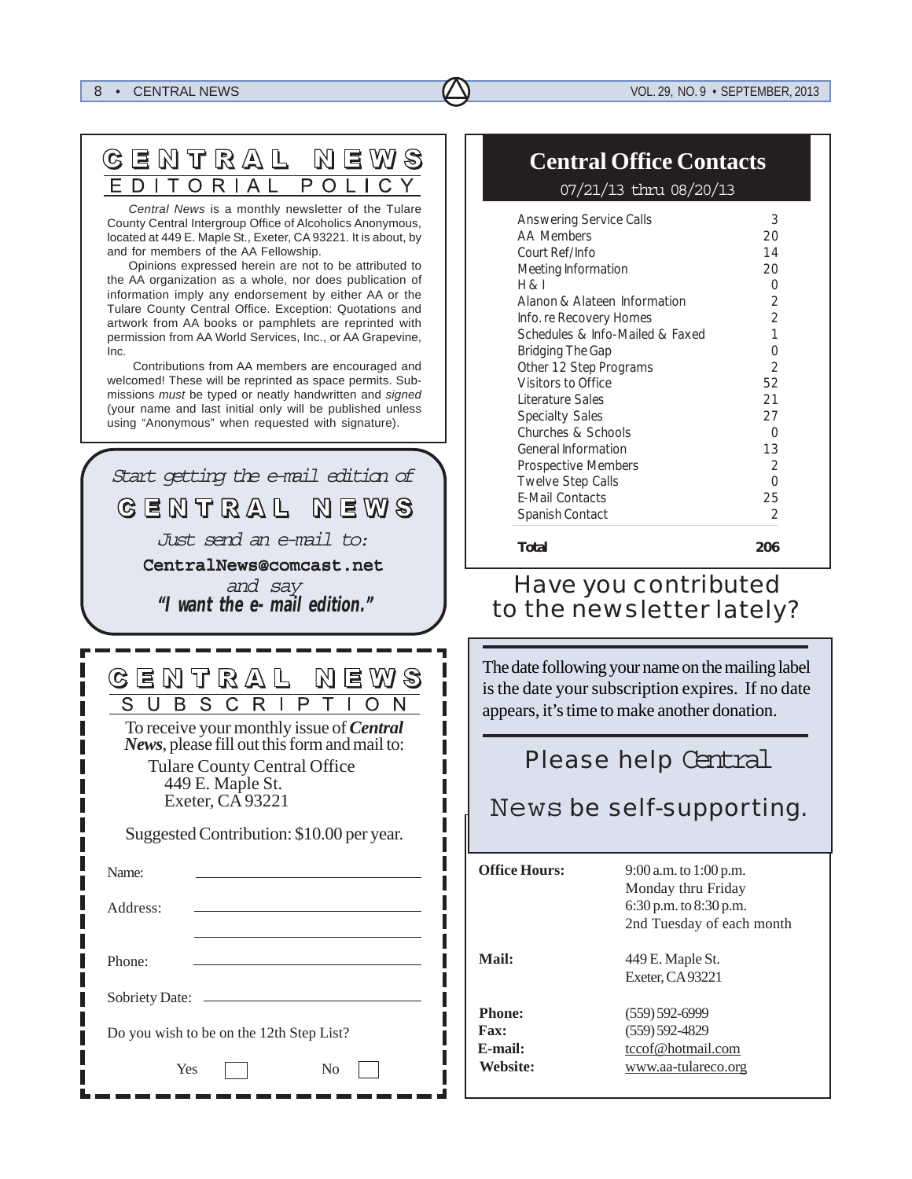## CENTRAL NEWS

### EDITORIAL POLICY

*Central News* is a monthly newsletter of the Tulare County Central Intergroup Office of Alcoholics Anonymous, located at 449 E. Maple St., Exeter, CA 93221. It is about, by and for members of the AA Fellowship.

Opinions expressed herein are not to be attributed to the AA organization as a whole, nor does publication of information imply any endorsement by either AA or the Tulare County Central Office. Exception: Quotations and artwork from AA books or pamphlets are reprinted with permission from AA World Services, Inc., or AA Grapevine, Inc.

Contributions from AA members are encouraged and welcomed! These will be reprinted as space permits. Submissions *must* be typed or neatly handwritten and *signed* (your name and last initial only will be published unless using "Anonymous" when requested with signature).

*Start getting the e-mail edition of*

**CENTRAL NEWS**

*Just send an e-mail to:*

**CentralNews@comcast.net**

*and say*

***"I want the e- mail edition."***

## CENTRAL NEWS

### SUBSCRIPTION

To receive your monthly issue of ***Central News***, please fill out this form and mail to:

Tulare County Central Office
449 E. Maple St.
Exeter, CA 93221

Suggested Contribution: $10.00 per year.

Name: ______________________

Address: ______________________

______________________

Phone: ______________________

Sobriety Date: ______________________

Do you wish to be on the 12th Step List?

Yes ☐ No ☐

## Central Office Contacts

07/21/13 thru 08/20/13

| | |
|---|---|
| Answering Service Calls | 3 |
| AA Members | 20 |
| Court Ref/Info | 14 |
| Meeting Information | 20 |
| H & I | 0 |
| Alanon & Alateen Information | 2 |
| Info. re Recovery Homes | 2 |
| Schedules & Info-Mailed & Faxed | 1 |
| Bridging The Gap | 0 |
| Other 12 Step Programs | 2 |
| Visitors to Office | 52 |
| Literature Sales | 21 |
| Specialty Sales | 27 |
| Churches & Schools | 0 |
| General Information | 13 |
| Prospective Members | 2 |
| Twelve Step Calls | 0 |
| E-Mail Contacts | 25 |
| Spanish Contact | 2 |
| **Total** | **206** |

## Have you contributed to the newsletter lately?

The date following your name on the mailing label is the date your subscription expires. If no date appears, it's time to make another donation.

### Please help Central News be self-supporting.

**Office Hours:** 9:00 a.m. to 1:00 p.m.
Monday thru Friday
6:30 p.m. to 8:30 p.m.
2nd Tuesday of each month

**Mail:** 449 E. Maple St.
Exeter, CA 93221

**Phone:** (559) 592-6999
**Fax:** (559) 592-4829
**E-mail:** tccof@hotmail.com
**Website:** www.aa-tulareco.org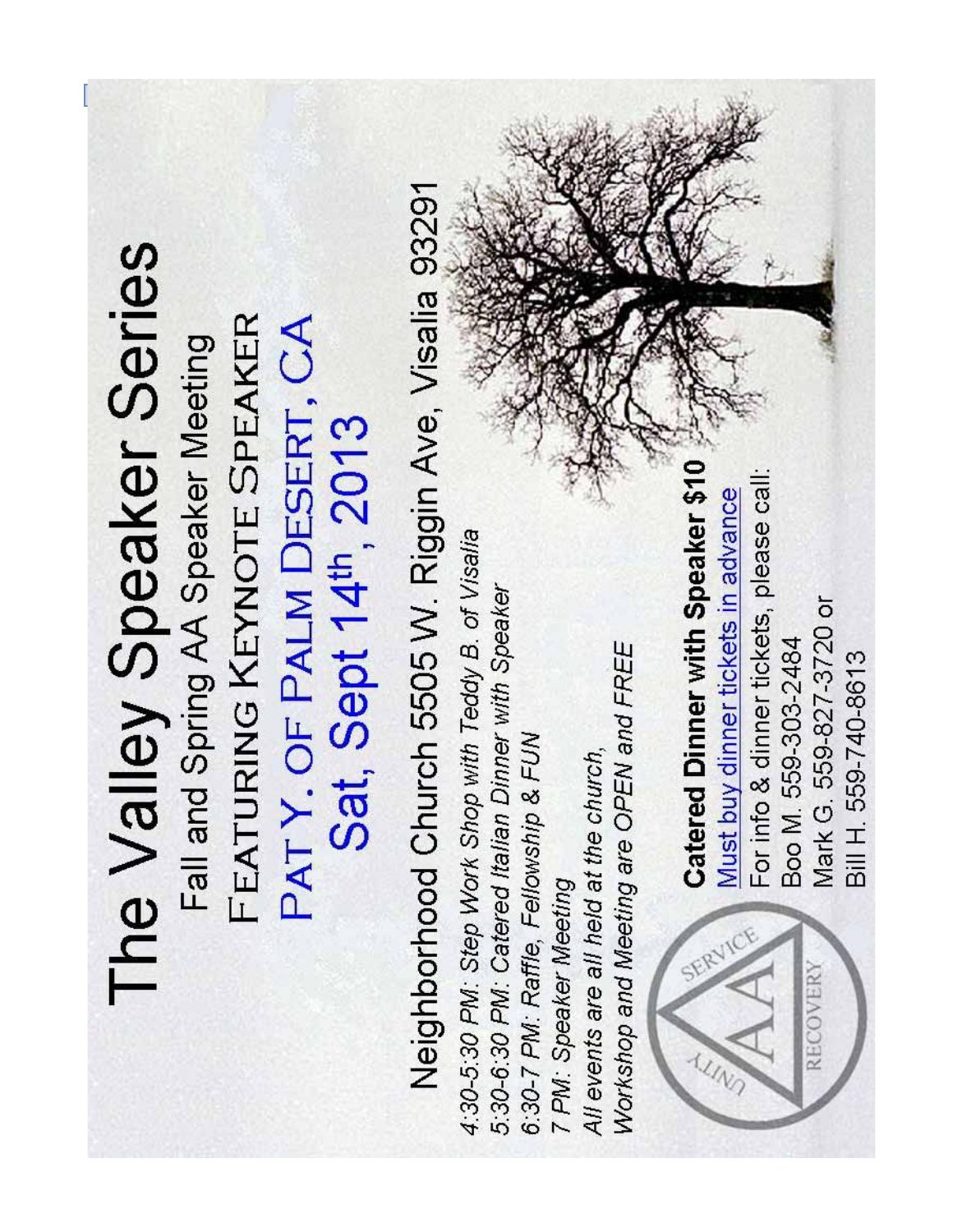# The Valley Speaker Series

## Fall and Spring AA Speaker Meeting

## FEATURING KEYNOTE SPEAKER

## PAT Y. OF PALM DESERT, CA

## Sat, Sept 14th, 2013

### Neighborhood Church 5505 W. Riggin Ave, Visalia 93291

*4:30-5:30 PM: Step Work Shop with Teddy B. of Visalia*
*5:30-6:30 PM: Catered Italian Dinner with Speaker*
*6:30-7 PM: Raffle, Fellowship & FUN*
*7 PM: Speaker Meeting*
*All events are all held at the church,*
*Workshop and Meeting are OPEN and FREE*

**Catered Dinner with Speaker $10**
Must buy dinner tickets in advance
For info & dinner tickets, please call:
Boo M. 559-303-2484
Mark G. 559-827-3720 or
Bill H. 559-740-8613

UNITY SERVICE RECOVERY AA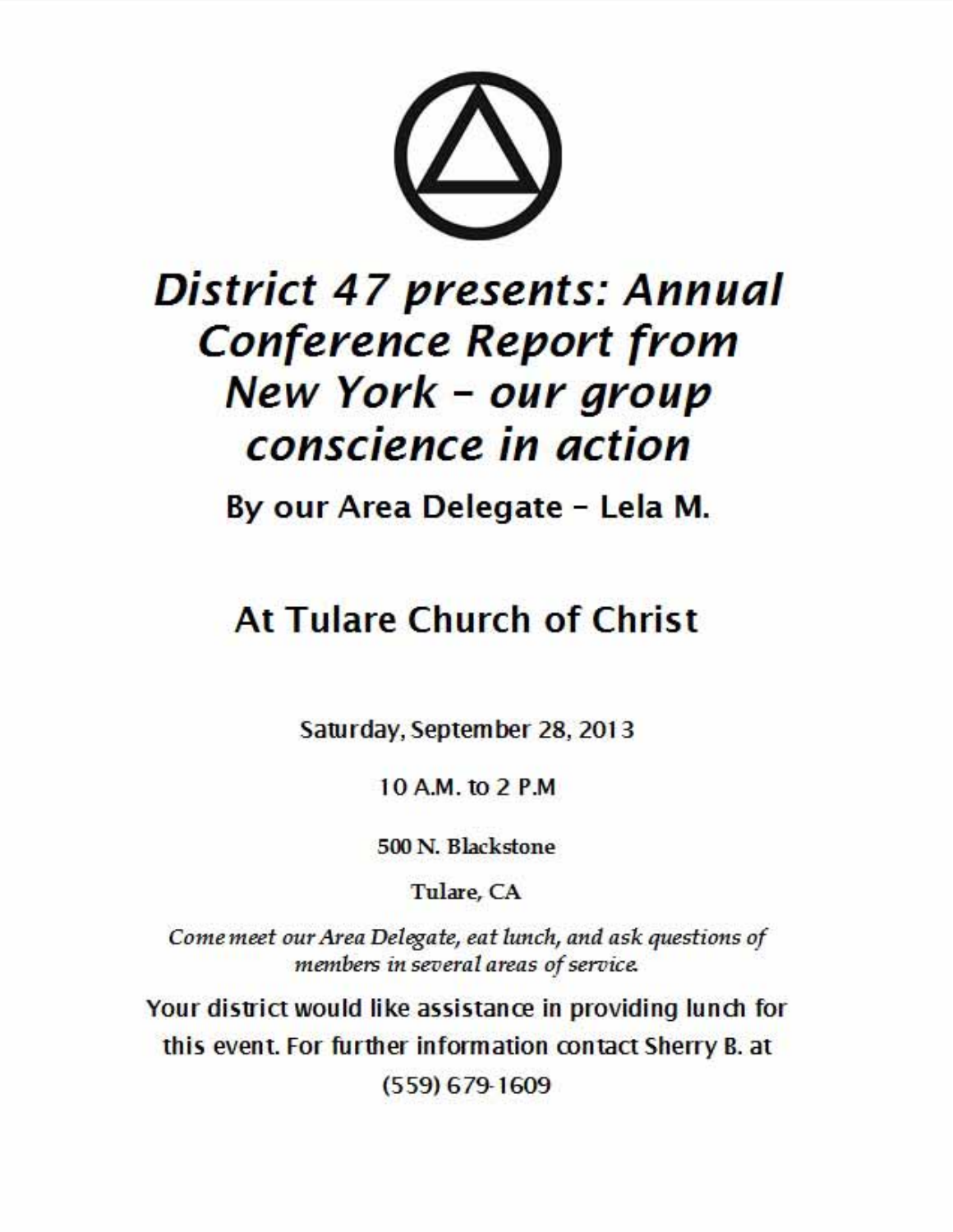# *District 47 presents: Annual Conference Report from New York – our group conscience in action*

## By our Area Delegate – Lela M.

## At Tulare Church of Christ

Saturday, September 28, 2013

10 A.M. to 2 P.M

500 N. Blackstone

Tulare, CA

*Come meet our Area Delegate, eat lunch, and ask questions of members in several areas of service.*

**Your district would like assistance in providing lunch for this event. For further information contact Sherry B. at (559) 679-1609**